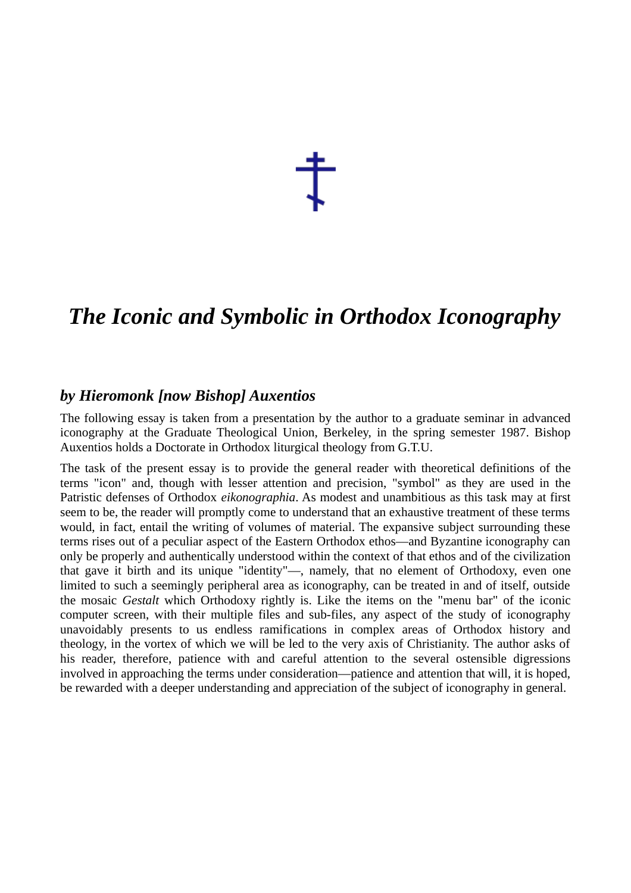# *The Iconic and Symbolic in Orthodox Iconography*

### *by Hieromonk [now Bishop] Auxentios*

The following essay is taken from a presentation by the author to a graduate seminar in advanced iconography at the Graduate Theological Union, Berkeley, in the spring semester 1987. Bishop Auxentios holds a Doctorate in Orthodox liturgical theology from G.T.U.

The task of the present essay is to provide the general reader with theoretical definitions of the terms "icon" and, though with lesser attention and precision, "symbol" as they are used in the Patristic defenses of Orthodox *eikonographia*. As modest and unambitious as this task may at first seem to be, the reader will promptly come to understand that an exhaustive treatment of these terms would, in fact, entail the writing of volumes of material. The expansive subject surrounding these terms rises out of a peculiar aspect of the Eastern Orthodox ethos—and Byzantine iconography can only be properly and authentically understood within the context of that ethos and of the civilization that gave it birth and its unique "identity"—, namely, that no element of Orthodoxy, even one limited to such a seemingly peripheral area as iconography, can be treated in and of itself, outside the mosaic *Gestalt* which Orthodoxy rightly is. Like the items on the "menu bar" of the iconic computer screen, with their multiple files and sub-files, any aspect of the study of iconography unavoidably presents to us endless ramifications in complex areas of Orthodox history and theology, in the vortex of which we will be led to the very axis of Christianity. The author asks of his reader, therefore, patience with and careful attention to the several ostensible digressions involved in approaching the terms under consideration—patience and attention that will, it is hoped, be rewarded with a deeper understanding and appreciation of the subject of iconography in general.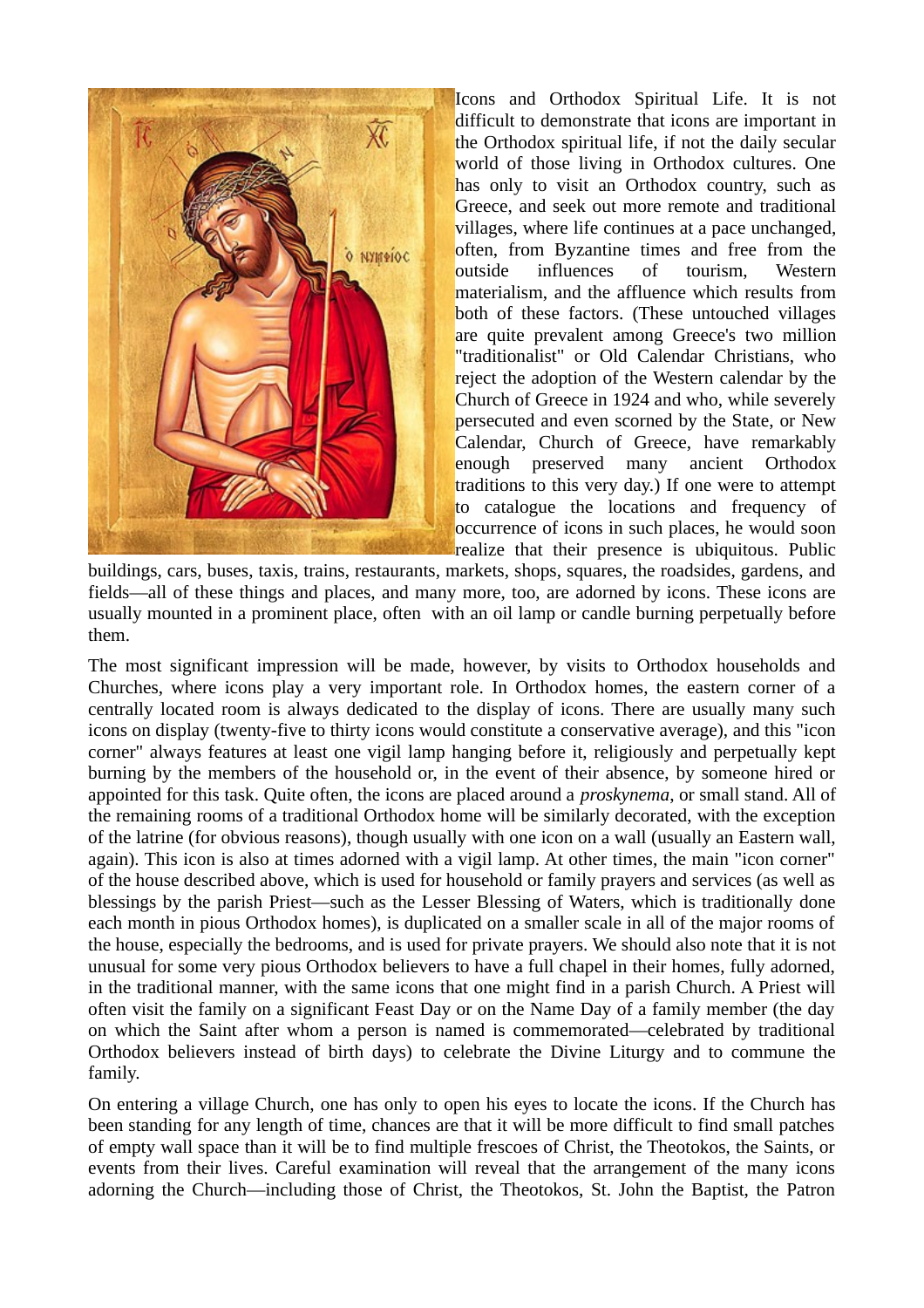Icons and Orthodox Spiritual Life. It is not difficult to demonstrate that icons are important in the Orthodox spiritual life, if not the daily secular world of those living in Orthodox cultures. One has only to visit an Orthodox country, such as Greece, and seek out more remote and traditional villages, where life continues at a pace unchanged, often, from Byzantine times and free from the outside influences of tourism, Western materialism, and the affluence which results from both of these factors. (These untouched villages are quite prevalent among Greece's two million "traditionalist" or Old Calendar Christians, who reject the adoption of the Western calendar by the Church of Greece in 1924 and who, while severely persecuted and even scorned by the State, or New Calendar, Church of Greece, have remarkably enough preserved many ancient Orthodox traditions to this very day.) If one were to attempt to catalogue the locations and frequency of occurrence of icons in such places, he would soon realize that their presence is ubiquitous. Public buildings, cars, buses, taxis, trains, restaurants, markets, shops, squares, the roadsides, gardens, and fields—all of these things and places, and many more, too, are adorned by icons. These icons are usually mounted in a prominent place, often with an oil lamp or candle burning perpetually before them.

The most significant impression will be made, however, by visits to Orthodox households and Churches, where icons play a very important role. In Orthodox homes, the eastern corner of a centrally located room is always dedicated to the display of icons. There are usually many such icons on display (twenty-five to thirty icons would constitute a conservative average), and this "icon corner" always features at least one vigil lamp hanging before it, religiously and perpetually kept burning by the members of the household or, in the event of their absence, by someone hired or appointed for this task. Quite often, the icons are placed around a *proskynema*, or small stand. All of the remaining rooms of a traditional Orthodox home will be similarly decorated, with the exception of the latrine (for obvious reasons), though usually with one icon on a wall (usually an Eastern wall, again). This icon is also at times adorned with a vigil lamp. At other times, the main "icon corner" of the house described above, which is used for household or family prayers and services (as well as blessings by the parish Priest—such as the Lesser Blessing of Waters, which is traditionally done each month in pious Orthodox homes), is duplicated on a smaller scale in all of the major rooms of the house, especially the bedrooms, and is used for private prayers. We should also note that it is not unusual for some very pious Orthodox believers to have a full chapel in their homes, fully adorned, in the traditional manner, with the same icons that one might find in a parish Church. A Priest will often visit the family on a significant Feast Day or on the Name Day of a family member (the day on which the Saint after whom a person is named is commemorated—celebrated by traditional Orthodox believers instead of birth days) to celebrate the Divine Liturgy and to commune the family.

On entering a village Church, one has only to open his eyes to locate the icons. If the Church has been standing for any length of time, chances are that it will be more difficult to find small patches of empty wall space than it will be to find multiple frescoes of Christ, the Theotokos, the Saints, or events from their lives. Careful examination will reveal that the arrangement of the many icons adorning the Church—including those of Christ, the Theotokos, St. John the Baptist, the Patron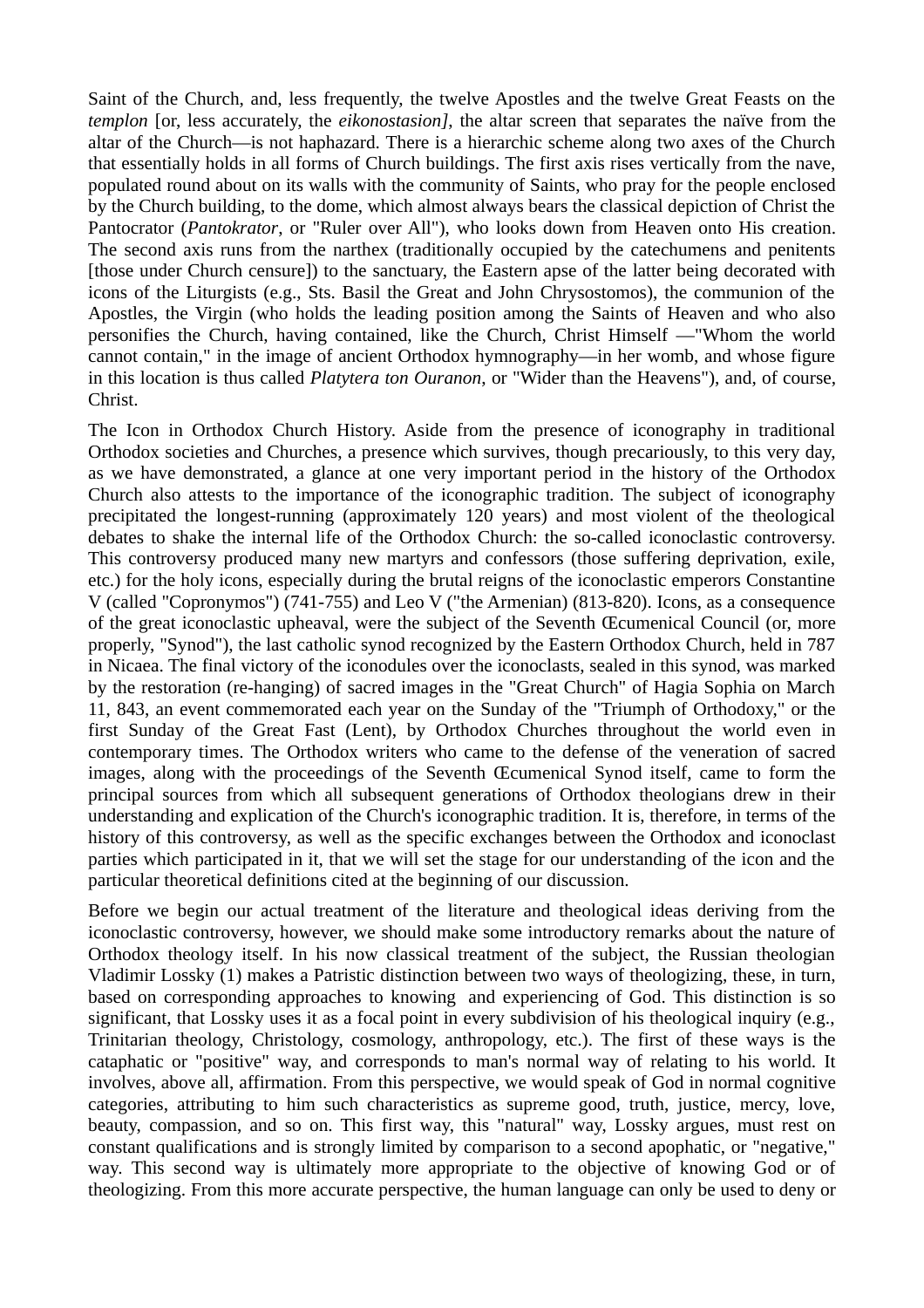Saint of the Church, and, less frequently, the twelve Apostles and the twelve Great Feasts on the *templon* [or, less accurately, the *eikonostasion]*, the altar screen that separates the naïve from the altar of the Church—is not haphazard. There is a hierarchic scheme along two axes of the Church that essentially holds in all forms of Church buildings. The first axis rises vertically from the nave, populated round about on its walls with the community of Saints, who pray for the people enclosed by the Church building, to the dome, which almost always bears the classical depiction of Christ the Pantocrator (*Pantokrator*, or "Ruler over All"), who looks down from Heaven onto His creation. The second axis runs from the narthex (traditionally occupied by the catechumens and penitents [those under Church censure]) to the sanctuary, the Eastern apse of the latter being decorated with icons of the Liturgists (e.g., Sts. Basil the Great and John Chrysostomos), the communion of the Apostles, the Virgin (who holds the leading position among the Saints of Heaven and who also personifies the Church, having contained, like the Church, Christ Himself —"Whom the world cannot contain," in the image of ancient Orthodox hymnography—in her womb, and whose figure in this location is thus called *Platytera ton Ouranon*, or "Wider than the Heavens"), and, of course, Christ.

The Icon in Orthodox Church History. Aside from the presence of iconography in traditional Orthodox societies and Churches, a presence which survives, though precariously, to this very day, as we have demonstrated, a glance at one very important period in the history of the Orthodox Church also attests to the importance of the iconographic tradition. The subject of iconography precipitated the longest-running (approximately 120 years) and most violent of the theological debates to shake the internal life of the Orthodox Church: the so-called iconoclastic controversy. This controversy produced many new martyrs and confessors (those suffering deprivation, exile, etc.) for the holy icons, especially during the brutal reigns of the iconoclastic emperors Constantine V (called "Copronymos") (741-755) and Leo V ("the Armenian) (813-820). Icons, as a consequence of the great iconoclastic upheaval, were the subject of the Seventh Œcumenical Council (or, more properly, "Synod"), the last catholic synod recognized by the Eastern Orthodox Church, held in 787 in Nicaea. The final victory of the iconodules over the iconoclasts, sealed in this synod, was marked by the restoration (re-hanging) of sacred images in the "Great Church" of Hagia Sophia on March 11, 843, an event commemorated each year on the Sunday of the "Triumph of Orthodoxy," or the first Sunday of the Great Fast (Lent), by Orthodox Churches throughout the world even in contemporary times. The Orthodox writers who came to the defense of the veneration of sacred images, along with the proceedings of the Seventh Œcumenical Synod itself, came to form the principal sources from which all subsequent generations of Orthodox theologians drew in their understanding and explication of the Church's iconographic tradition. It is, therefore, in terms of the history of this controversy, as well as the specific exchanges between the Orthodox and iconoclast parties which participated in it, that we will set the stage for our understanding of the icon and the particular theoretical definitions cited at the beginning of our discussion.

Before we begin our actual treatment of the literature and theological ideas deriving from the iconoclastic controversy, however, we should make some introductory remarks about the nature of Orthodox theology itself. In his now classical treatment of the subject, the Russian theologian Vladimir Lossky (1) makes a Patristic distinction between two ways of theologizing, these, in turn, based on corresponding approaches to knowing and experiencing of God. This distinction is so significant, that Lossky uses it as a focal point in every subdivision of his theological inquiry (e.g., Trinitarian theology, Christology, cosmology, anthropology, etc.). The first of these ways is the cataphatic or "positive" way, and corresponds to man's normal way of relating to his world. It involves, above all, affirmation. From this perspective, we would speak of God in normal cognitive categories, attributing to him such characteristics as supreme good, truth, justice, mercy, love, beauty, compassion, and so on. This first way, this "natural" way, Lossky argues, must rest on constant qualifications and is strongly limited by comparison to a second apophatic, or "negative," way. This second way is ultimately more appropriate to the objective of knowing God or of theologizing. From this more accurate perspective, the human language can only be used to deny or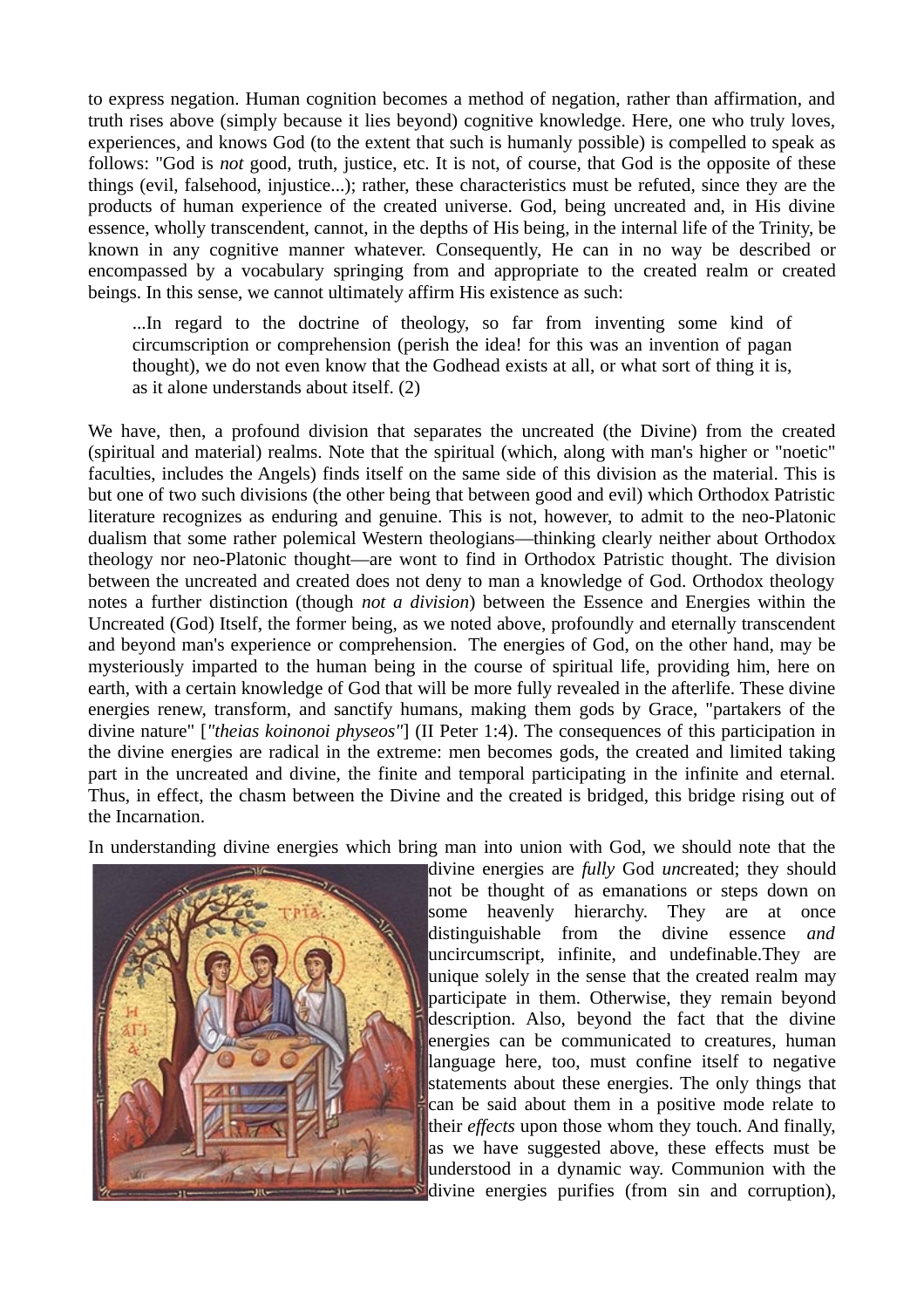to express negation. Human cognition becomes a method of negation, rather than affirmation, and truth rises above (simply because it lies beyond) cognitive knowledge. Here, one who truly loves, experiences, and knows God (to the extent that such is humanly possible) is compelled to speak as follows: "God is *not* good, truth, justice, etc. It is not, of course, that God is the opposite of these things (evil, falsehood, injustice...); rather, these characteristics must be refuted, since they are the products of human experience of the created universe. God, being uncreated and, in His divine essence, wholly transcendent, cannot, in the depths of His being, in the internal life of the Trinity, be known in any cognitive manner whatever. Consequently, He can in no way be described or encompassed by a vocabulary springing from and appropriate to the created realm or created beings. In this sense, we cannot ultimately affirm His existence as such:

> ...In regard to the doctrine of theology, so far from inventing some kind of circumscription or comprehension (perish the idea! for this was an invention of pagan thought), we do not even know that the Godhead exists at all, or what sort of thing it is, as it alone understands about itself. (2)

We have, then, a profound division that separates the uncreated (the Divine) from the created (spiritual and material) realms. Note that the spiritual (which, along with man's higher or "noetic" faculties, includes the Angels) finds itself on the same side of this division as the material. This is but one of two such divisions (the other being that between good and evil) which Orthodox Patristic literature recognizes as enduring and genuine. This is not, however, to admit to the neo-Platonic dualism that some rather polemical Western theologians—thinking clearly neither about Orthodox theology nor neo-Platonic thought—are wont to find in Orthodox Patristic thought. The division between the uncreated and created does not deny to man a knowledge of God. Orthodox theology notes a further distinction (though *not a division*) between the Essence and Energies within the Uncreated (God) Itself, the former being, as we noted above, profoundly and eternally transcendent and beyond man's experience or comprehension. The energies of God, on the other hand, may be mysteriously imparted to the human being in the course of spiritual life, providing him, here on earth, with a certain knowledge of God that will be more fully revealed in the afterlife. These divine energies renew, transform, and sanctify humans, making them gods by Grace, "partakers of the divine nature" [*"theias koinonoi physeos"*] (II Peter 1:4). The consequences of this participation in the divine energies are radical in the extreme: men becomes gods, the created and limited taking part in the uncreated and divine, the finite and temporal participating in the infinite and eternal. Thus, in effect, the chasm between the Divine and the created is bridged, this bridge rising out of the Incarnation.

In understanding divine energies which bring man into union with God, we should note that the divine energies are *fully* God *un*created; they should not be thought of as emanations or steps down on some heavenly hierarchy. They are at once distinguishable from the divine essence *and* uncircumscript, infinite, and undefinable.They are unique solely in the sense that the created realm may participate in them. Otherwise, they remain beyond description. Also, beyond the fact that the divine energies can be communicated to creatures, human language here, too, must confine itself to negative statements about these energies. The only things that can be said about them in a positive mode relate to their *effects* upon those whom they touch. And finally, as we have suggested above, these effects must be understood in a dynamic way. Communion with the divine energies purifies (from sin and corruption),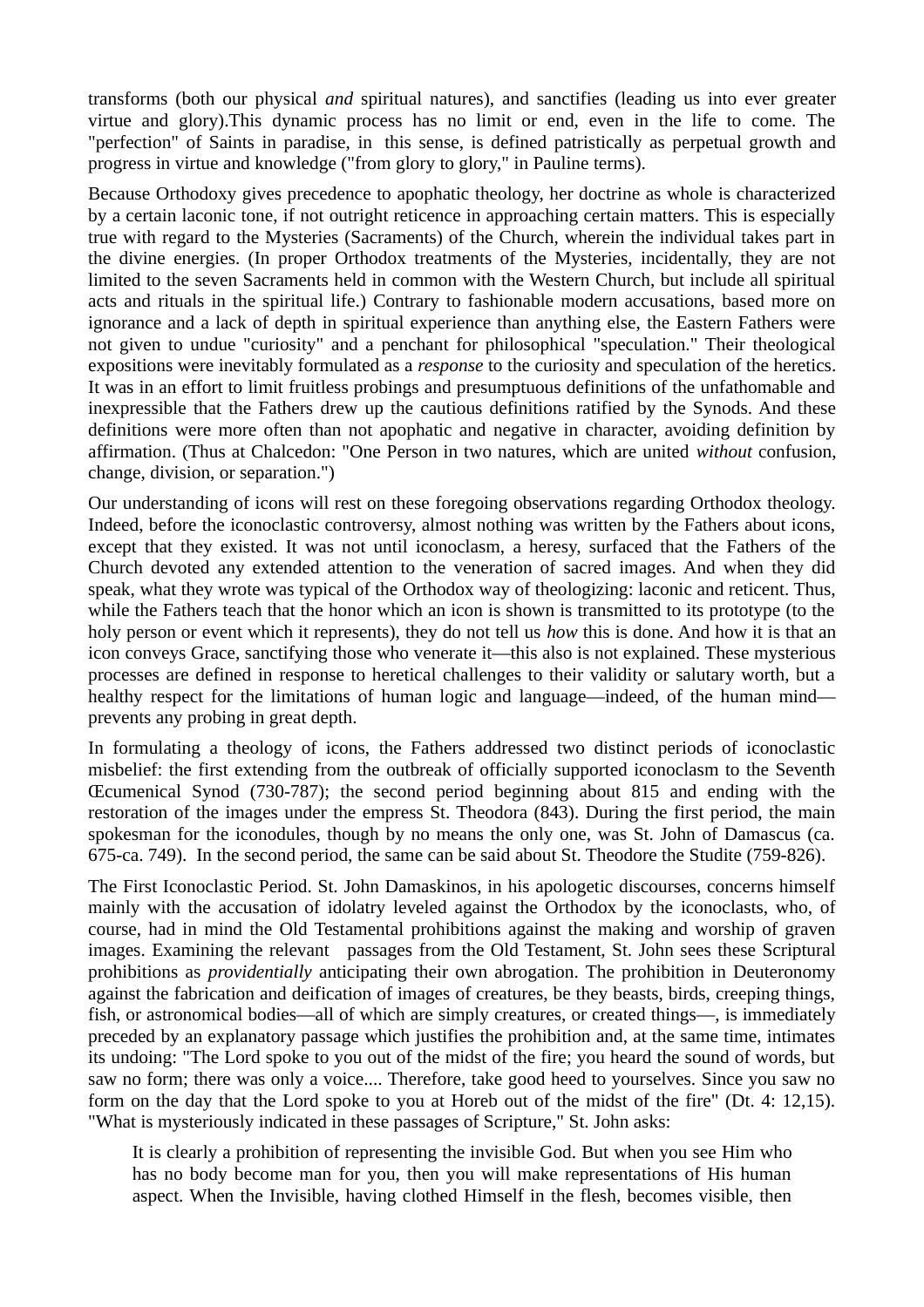transforms (both our physical *and* spiritual natures), and sanctifies (leading us into ever greater virtue and glory).This dynamic process has no limit or end, even in the life to come. The "perfection" of Saints in paradise, in this sense, is defined patristically as perpetual growth and progress in virtue and knowledge ("from glory to glory," in Pauline terms).

Because Orthodoxy gives precedence to apophatic theology, her doctrine as whole is characterized by a certain laconic tone, if not outright reticence in approaching certain matters. This is especially true with regard to the Mysteries (Sacraments) of the Church, wherein the individual takes part in the divine energies. (In proper Orthodox treatments of the Mysteries, incidentally, they are not limited to the seven Sacraments held in common with the Western Church, but include all spiritual acts and rituals in the spiritual life.) Contrary to fashionable modern accusations, based more on ignorance and a lack of depth in spiritual experience than anything else, the Eastern Fathers were not given to undue "curiosity" and a penchant for philosophical "speculation." Their theological expositions were inevitably formulated as a *response* to the curiosity and speculation of the heretics. It was in an effort to limit fruitless probings and presumptuous definitions of the unfathomable and inexpressible that the Fathers drew up the cautious definitions ratified by the Synods. And these definitions were more often than not apophatic and negative in character, avoiding definition by affirmation. (Thus at Chalcedon: "One Person in two natures, which are united *without* confusion, change, division, or separation.")

Our understanding of icons will rest on these foregoing observations regarding Orthodox theology. Indeed, before the iconoclastic controversy, almost nothing was written by the Fathers about icons, except that they existed. It was not until iconoclasm, a heresy, surfaced that the Fathers of the Church devoted any extended attention to the veneration of sacred images. And when they did speak, what they wrote was typical of the Orthodox way of theologizing: laconic and reticent. Thus, while the Fathers teach that the honor which an icon is shown is transmitted to its prototype (to the holy person or event which it represents), they do not tell us *how* this is done. And how it is that an icon conveys Grace, sanctifying those who venerate it—this also is not explained. These mysterious processes are defined in response to heretical challenges to their validity or salutary worth, but a healthy respect for the limitations of human logic and language—indeed, of the human mind—prevents any probing in great depth.

In formulating a theology of icons, the Fathers addressed two distinct periods of iconoclastic misbelief: the first extending from the outbreak of officially supported iconoclasm to the Seventh Œcumenical Synod (730-787); the second period beginning about 815 and ending with the restoration of the images under the empress St. Theodora (843). During the first period, the main spokesman for the iconodules, though by no means the only one, was St. John of Damascus (ca. 675-ca. 749). In the second period, the same can be said about St. Theodore the Studite (759-826).

The First Iconoclastic Period. St. John Damaskinos, in his apologetic discourses, concerns himself mainly with the accusation of idolatry leveled against the Orthodox by the iconoclasts, who, of course, had in mind the Old Testamental prohibitions against the making and worship of graven images. Examining the relevant passages from the Old Testament, St. John sees these Scriptural prohibitions as *providentially* anticipating their own abrogation. The prohibition in Deuteronomy against the fabrication and deification of images of creatures, be they beasts, birds, creeping things, fish, or astronomical bodies—all of which are simply creatures, or created things—, is immediately preceded by an explanatory passage which justifies the prohibition and, at the same time, intimates its undoing: "The Lord spoke to you out of the midst of the fire; you heard the sound of words, but saw no form; there was only a voice.... Therefore, take good heed to yourselves. Since you saw no form on the day that the Lord spoke to you at Horeb out of the midst of the fire" (Dt. 4: 12,15). "What is mysteriously indicated in these passages of Scripture," St. John asks:

> It is clearly a prohibition of representing the invisible God. But when you see Him who has no body become man for you, then you will make representations of His human aspect. When the Invisible, having clothed Himself in the flesh, becomes visible, then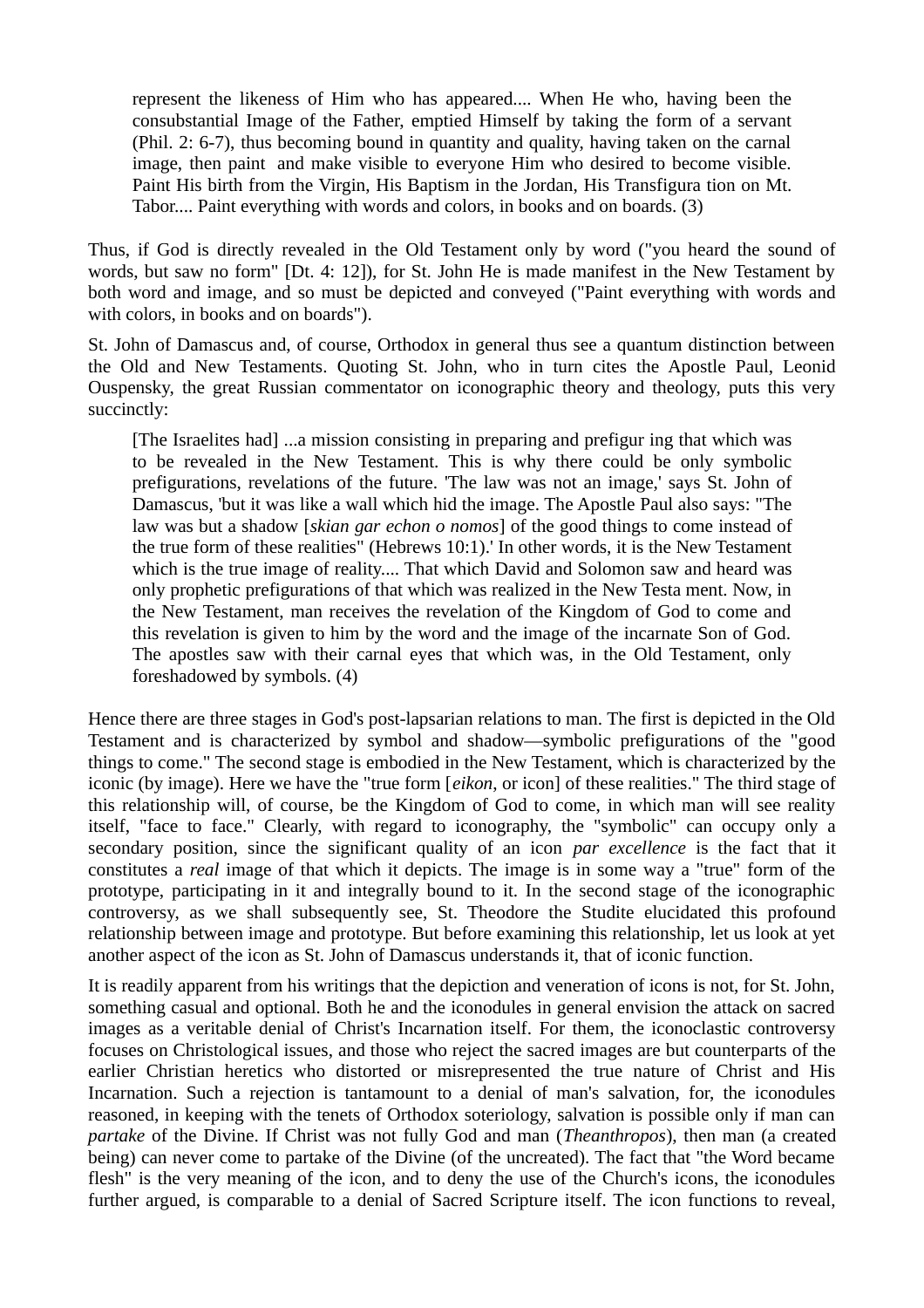> represent the likeness of Him who has appeared.... When He who, having been the consubstantial Image of the Father, emptied Himself by taking the form of a servant (Phil. 2: 6-7), thus becoming bound in quantity and quality, having taken on the carnal image, then paint and make visible to everyone Him who desired to become visible. Paint His birth from the Virgin, His Baptism in the Jordan, His Transfigura tion on Mt. Tabor.... Paint everything with words and colors, in books and on boards. (3)

Thus, if God is directly revealed in the Old Testament only by word ("you heard the sound of words, but saw no form" [Dt. 4: 12]), for St. John He is made manifest in the New Testament by both word and image, and so must be depicted and conveyed ("Paint everything with words and with colors, in books and on boards").

St. John of Damascus and, of course, Orthodox in general thus see a quantum distinction between the Old and New Testaments. Quoting St. John, who in turn cites the Apostle Paul, Leonid Ouspensky, the great Russian commentator on iconographic theory and theology, puts this very succinctly:

> [The Israelites had] ...a mission consisting in preparing and prefigur ing that which was to be revealed in the New Testament. This is why there could be only symbolic prefigurations, revelations of the future. 'The law was not an image,' says St. John of Damascus, 'but it was like a wall which hid the image. The Apostle Paul also says: "The law was but a shadow [*skian gar echon o nomos*] of the good things to come instead of the true form of these realities" (Hebrews 10:1).' In other words, it is the New Testament which is the true image of reality.... That which David and Solomon saw and heard was only prophetic prefigurations of that which was realized in the New Testa ment. Now, in the New Testament, man receives the revelation of the Kingdom of God to come and this revelation is given to him by the word and the image of the incarnate Son of God. The apostles saw with their carnal eyes that which was, in the Old Testament, only foreshadowed by symbols. (4)

Hence there are three stages in God's post-lapsarian relations to man. The first is depicted in the Old Testament and is characterized by symbol and shadow—symbolic prefigurations of the "good things to come." The second stage is embodied in the New Testament, which is characterized by the iconic (by image). Here we have the "true form [*eikon*, or icon] of these realities." The third stage of this relationship will, of course, be the Kingdom of God to come, in which man will see reality itself, "face to face." Clearly, with regard to iconography, the "symbolic" can occupy only a secondary position, since the significant quality of an icon *par excellence* is the fact that it constitutes a *real* image of that which it depicts. The image is in some way a "true" form of the prototype, participating in it and integrally bound to it. In the second stage of the iconographic controversy, as we shall subsequently see, St. Theodore the Studite elucidated this profound relationship between image and prototype. But before examining this relationship, let us look at yet another aspect of the icon as St. John of Damascus understands it, that of iconic function.

It is readily apparent from his writings that the depiction and veneration of icons is not, for St. John, something casual and optional. Both he and the iconodules in general envision the attack on sacred images as a veritable denial of Christ's Incarnation itself. For them, the iconoclastic controversy focuses on Christological issues, and those who reject the sacred images are but counterparts of the earlier Christian heretics who distorted or misrepresented the true nature of Christ and His Incarnation. Such a rejection is tantamount to a denial of man's salvation, for, the iconodules reasoned, in keeping with the tenets of Orthodox soteriology, salvation is possible only if man can *partake* of the Divine. If Christ was not fully God and man (*Theanthropos*), then man (a created being) can never come to partake of the Divine (of the uncreated). The fact that "the Word became flesh" is the very meaning of the icon, and to deny the use of the Church's icons, the iconodules further argued, is comparable to a denial of Sacred Scripture itself. The icon functions to reveal,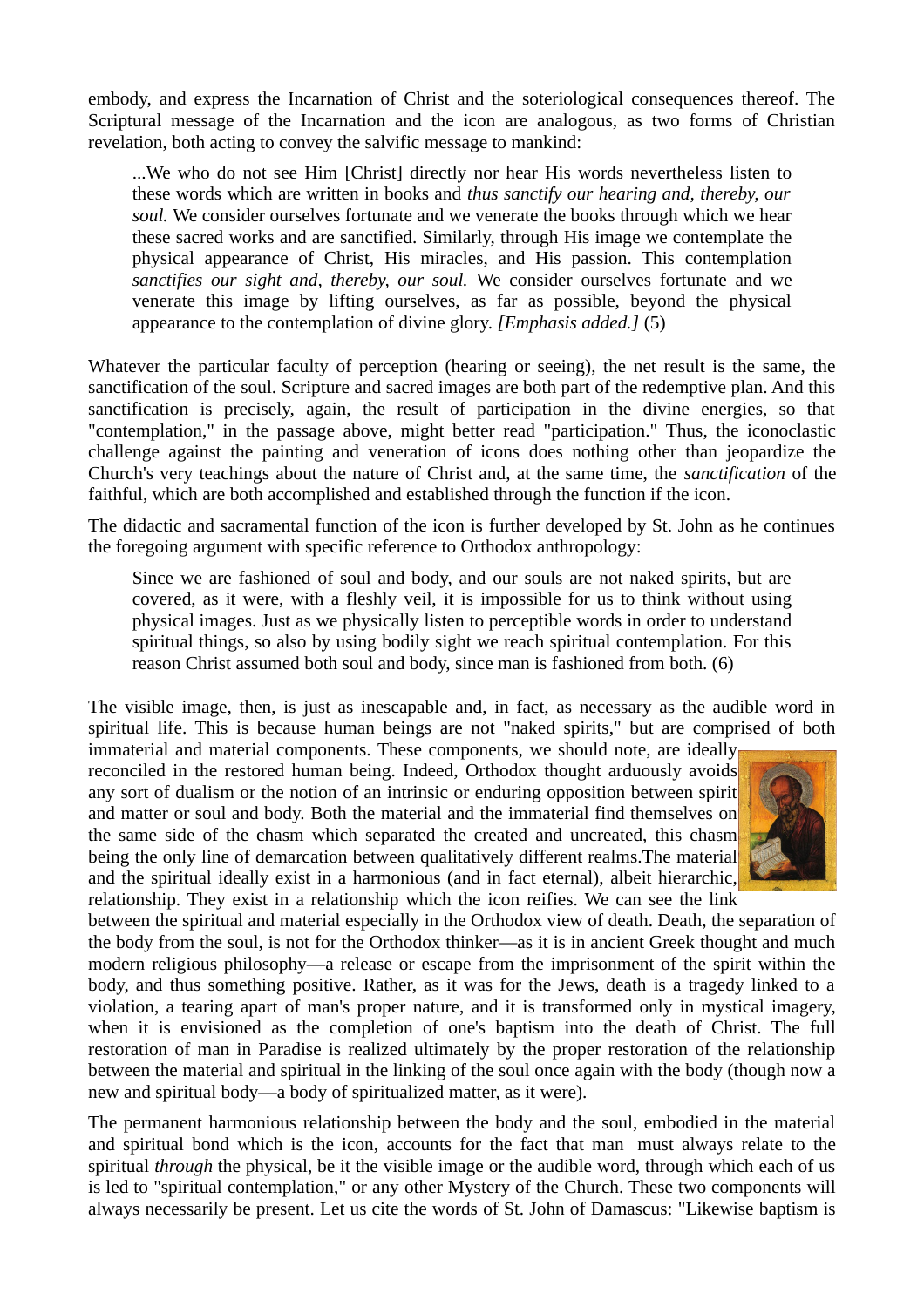embody, and express the Incarnation of Christ and the soteriological consequences thereof. The Scriptural message of the Incarnation and the icon are analogous, as two forms of Christian revelation, both acting to convey the salvific message to mankind:

> ...We who do not see Him [Christ] directly nor hear His words nevertheless listen to these words which are written in books and *thus sanctify our hearing and, thereby, our soul.* We consider ourselves fortunate and we venerate the books through which we hear these sacred works and are sanctified. Similarly, through His image we contemplate the physical appearance of Christ, His miracles, and His passion. This contemplation *sanctifies our sight and, thereby, our soul.* We consider ourselves fortunate and we venerate this image by lifting ourselves, as far as possible, beyond the physical appearance to the contemplation of divine glory. *[Emphasis added.]* (5)

Whatever the particular faculty of perception (hearing or seeing), the net result is the same, the sanctification of the soul. Scripture and sacred images are both part of the redemptive plan. And this sanctification is precisely, again, the result of participation in the divine energies, so that "contemplation," in the passage above, might better read "participation." Thus, the iconoclastic challenge against the painting and veneration of icons does nothing other than jeopardize the Church's very teachings about the nature of Christ and, at the same time, the *sanctification* of the faithful, which are both accomplished and established through the function if the icon.

The didactic and sacramental function of the icon is further developed by St. John as he continues the foregoing argument with specific reference to Orthodox anthropology:

> Since we are fashioned of soul and body, and our souls are not naked spirits, but are covered, as it were, with a fleshly veil, it is impossible for us to think without using physical images. Just as we physically listen to perceptible words in order to understand spiritual things, so also by using bodily sight we reach spiritual contemplation. For this reason Christ assumed both soul and body, since man is fashioned from both. (6)

The visible image, then, is just as inescapable and, in fact, as necessary as the audible word in spiritual life. This is because human beings are not "naked spirits," but are comprised of both immaterial and material components. These components, we should note, are ideally reconciled in the restored human being. Indeed, Orthodox thought arduously avoids any sort of dualism or the notion of an intrinsic or enduring opposition between spirit and matter or soul and body. Both the material and the immaterial find themselves on the same side of the chasm which separated the created and uncreated, this chasm being the only line of demarcation between qualitatively different realms.The material and the spiritual ideally exist in a harmonious (and in fact eternal), albeit hierarchic, relationship. They exist in a relationship which the icon reifies. We can see the link between the spiritual and material especially in the Orthodox view of death. Death, the separation of the body from the soul, is not for the Orthodox thinker—as it is in ancient Greek thought and much modern religious philosophy—a release or escape from the imprisonment of the spirit within the body, and thus something positive. Rather, as it was for the Jews, death is a tragedy linked to a violation, a tearing apart of man's proper nature, and it is transformed only in mystical imagery, when it is envisioned as the completion of one's baptism into the death of Christ. The full restoration of man in Paradise is realized ultimately by the proper restoration of the relationship between the material and spiritual in the linking of the soul once again with the body (though now a new and spiritual body—a body of spiritualized matter, as it were).

The permanent harmonious relationship between the body and the soul, embodied in the material and spiritual bond which is the icon, accounts for the fact that man must always relate to the spiritual *through* the physical, be it the visible image or the audible word, through which each of us is led to "spiritual contemplation," or any other Mystery of the Church. These two components will always necessarily be present. Let us cite the words of St. John of Damascus: "Likewise baptism is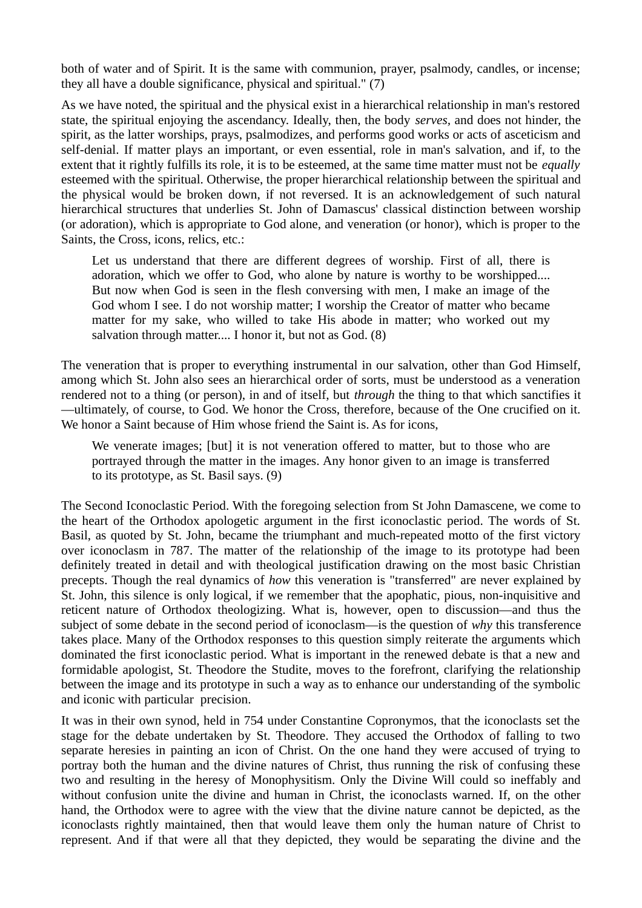both of water and of Spirit. It is the same with communion, prayer, psalmody, candles, or incense; they all have a double significance, physical and spiritual." (7)

As we have noted, the spiritual and the physical exist in a hierarchical relationship in man's restored state, the spiritual enjoying the ascendancy. Ideally, then, the body *serves*, and does not hinder, the spirit, as the latter worships, prays, psalmodizes, and performs good works or acts of asceticism and self-denial. If matter plays an important, or even essential, role in man's salvation, and if, to the extent that it rightly fulfills its role, it is to be esteemed, at the same time matter must not be *equally* esteemed with the spiritual. Otherwise, the proper hierarchical relationship between the spiritual and the physical would be broken down, if not reversed. It is an acknowledgement of such natural hierarchical structures that underlies St. John of Damascus' classical distinction between worship (or adoration), which is appropriate to God alone, and veneration (or honor), which is proper to the Saints, the Cross, icons, relics, etc.:

> Let us understand that there are different degrees of worship. First of all, there is adoration, which we offer to God, who alone by nature is worthy to be worshipped.... But now when God is seen in the flesh conversing with men, I make an image of the God whom I see. I do not worship matter; I worship the Creator of matter who became matter for my sake, who willed to take His abode in matter; who worked out my salvation through matter.... I honor it, but not as God. (8)

The veneration that is proper to everything instrumental in our salvation, other than God Himself, among which St. John also sees an hierarchical order of sorts, must be understood as a veneration rendered not to a thing (or person), in and of itself, but *through* the thing to that which sanctifies it—ultimately, of course, to God. We honor the Cross, therefore, because of the One crucified on it. We honor a Saint because of Him whose friend the Saint is. As for icons,

> We venerate images; [but] it is not veneration offered to matter, but to those who are portrayed through the matter in the images. Any honor given to an image is transferred to its prototype, as St. Basil says. (9)

The Second Iconoclastic Period. With the foregoing selection from St John Damascene, we come to the heart of the Orthodox apologetic argument in the first iconoclastic period. The words of St. Basil, as quoted by St. John, became the triumphant and much-repeated motto of the first victory over iconoclasm in 787. The matter of the relationship of the image to its prototype had been definitely treated in detail and with theological justification drawing on the most basic Christian precepts. Though the real dynamics of *how* this veneration is "transferred" are never explained by St. John, this silence is only logical, if we remember that the apophatic, pious, non-inquisitive and reticent nature of Orthodox theologizing. What is, however, open to discussion—and thus the subject of some debate in the second period of iconoclasm—is the question of *why* this transference takes place. Many of the Orthodox responses to this question simply reiterate the arguments which dominated the first iconoclastic period. What is important in the renewed debate is that a new and formidable apologist, St. Theodore the Studite, moves to the forefront, clarifying the relationship between the image and its prototype in such a way as to enhance our understanding of the symbolic and iconic with particular precision.

It was in their own synod, held in 754 under Constantine Copronymos, that the iconoclasts set the stage for the debate undertaken by St. Theodore. They accused the Orthodox of falling to two separate heresies in painting an icon of Christ. On the one hand they were accused of trying to portray both the human and the divine natures of Christ, thus running the risk of confusing these two and resulting in the heresy of Monophysitism. Only the Divine Will could so ineffably and without confusion unite the divine and human in Christ, the iconoclasts warned. If, on the other hand, the Orthodox were to agree with the view that the divine nature cannot be depicted, as the iconoclasts rightly maintained, then that would leave them only the human nature of Christ to represent. And if that were all that they depicted, they would be separating the divine and the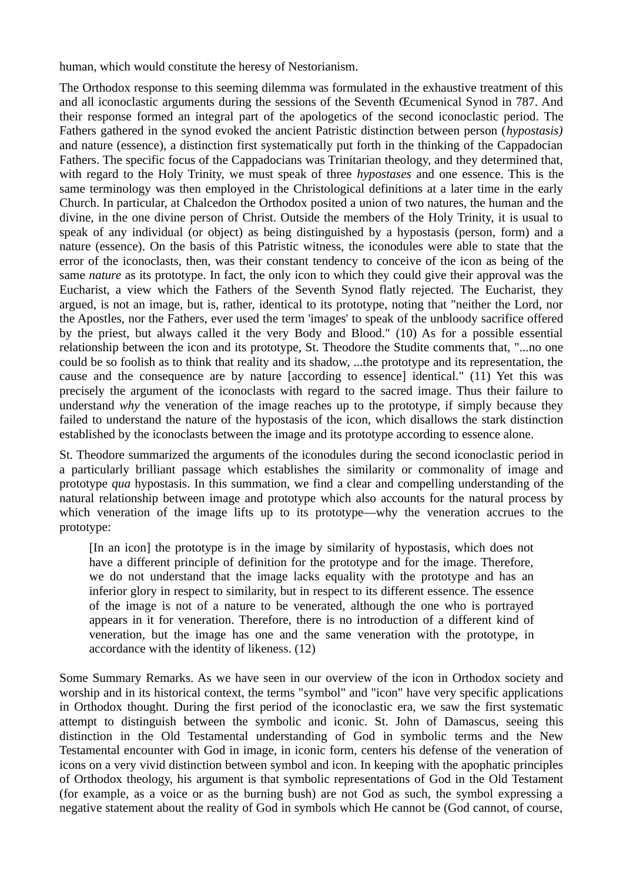human, which would constitute the heresy of Nestorianism.

The Orthodox response to this seeming dilemma was formulated in the exhaustive treatment of this and all iconoclastic arguments during the sessions of the Seventh Œcumenical Synod in 787. And their response formed an integral part of the apologetics of the second iconoclastic period. The Fathers gathered in the synod evoked the ancient Patristic distinction between person (*hypostasis)* and nature (essence), a distinction first systematically put forth in the thinking of the Cappadocian Fathers. The specific focus of the Cappadocians was Trinitarian theology, and they determined that, with regard to the Holy Trinity, we must speak of three *hypostases* and one essence. This is the same terminology was then employed in the Christological definitions at a later time in the early Church. In particular, at Chalcedon the Orthodox posited a union of two natures, the human and the divine, in the one divine person of Christ. Outside the members of the Holy Trinity, it is usual to speak of any individual (or object) as being distinguished by a hypostasis (person, form) and a nature (essence). On the basis of this Patristic witness, the iconodules were able to state that the error of the iconoclasts, then, was their constant tendency to conceive of the icon as being of the same *nature* as its prototype. In fact, the only icon to which they could give their approval was the Eucharist, a view which the Fathers of the Seventh Synod flatly rejected. The Eucharist, they argued, is not an image, but is, rather, identical to its prototype, noting that "neither the Lord, nor the Apostles, nor the Fathers, ever used the term 'images' to speak of the unbloody sacrifice offered by the priest, but always called it the very Body and Blood." (10) As for a possible essential relationship between the icon and its prototype, St. Theodore the Studite comments that, "...no one could be so foolish as to think that reality and its shadow, ...the prototype and its representation, the cause and the consequence are by nature [according to essence] identical." (11) Yet this was precisely the argument of the iconoclasts with regard to the sacred image. Thus their failure to understand *why* the veneration of the image reaches up to the prototype, if simply because they failed to understand the nature of the hypostasis of the icon, which disallows the stark distinction established by the iconoclasts between the image and its prototype according to essence alone.

St. Theodore summarized the arguments of the iconodules during the second iconoclastic period in a particularly brilliant passage which establishes the similarity or commonality of image and prototype *qua* hypostasis. In this summation, we find a clear and compelling understanding of the natural relationship between image and prototype which also accounts for the natural process by which veneration of the image lifts up to its prototype—why the veneration accrues to the prototype:

> [In an icon] the prototype is in the image by similarity of hypostasis, which does not have a different principle of definition for the prototype and for the image. Therefore, we do not understand that the image lacks equality with the prototype and has an inferior glory in respect to similarity, but in respect to its different essence. The essence of the image is not of a nature to be venerated, although the one who is portrayed appears in it for veneration. Therefore, there is no introduction of a different kind of veneration, but the image has one and the same veneration with the prototype, in accordance with the identity of likeness. (12)

Some Summary Remarks. As we have seen in our overview of the icon in Orthodox society and worship and in its historical context, the terms "symbol" and "icon" have very specific applications in Orthodox thought. During the first period of the iconoclastic era, we saw the first systematic attempt to distinguish between the symbolic and iconic. St. John of Damascus, seeing this distinction in the Old Testamental understanding of God in symbolic terms and the New Testamental encounter with God in image, in iconic form, centers his defense of the veneration of icons on a very vivid distinction between symbol and icon. In keeping with the apophatic principles of Orthodox theology, his argument is that symbolic representations of God in the Old Testament (for example, as a voice or as the burning bush) are not God as such, the symbol expressing a negative statement about the reality of God in symbols which He cannot be (God cannot, of course,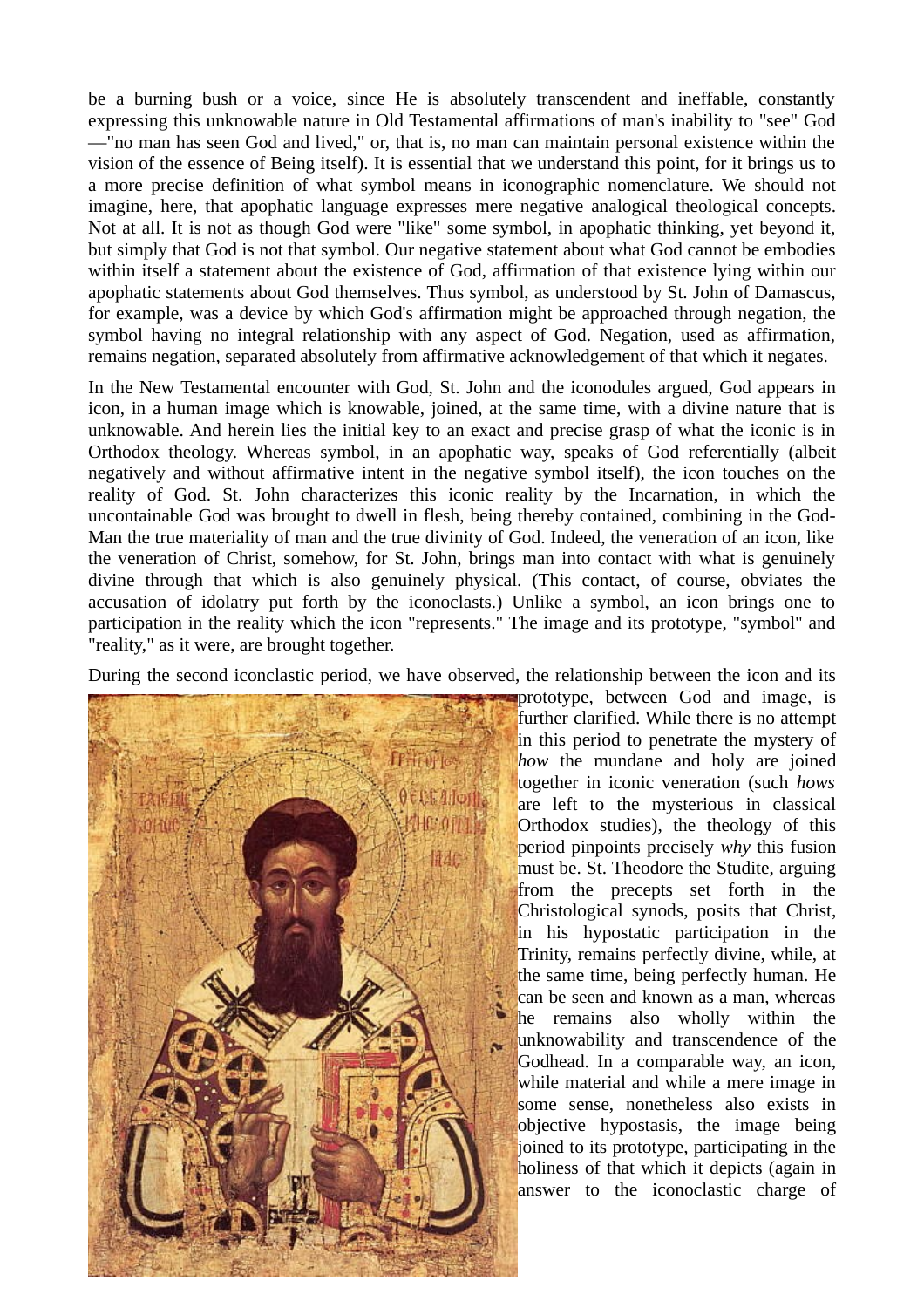be a burning bush or a voice, since He is absolutely transcendent and ineffable, constantly expressing this unknowable nature in Old Testamental affirmations of man's inability to "see" God—"no man has seen God and lived," or, that is, no man can maintain personal existence within the vision of the essence of Being itself). It is essential that we understand this point, for it brings us to a more precise definition of what symbol means in iconographic nomenclature. We should not imagine, here, that apophatic language expresses mere negative analogical theological concepts. Not at all. It is not as though God were "like" some symbol, in apophatic thinking, yet beyond it, but simply that God is not that symbol. Our negative statement about what God cannot be embodies within itself a statement about the existence of God, affirmation of that existence lying within our apophatic statements about God themselves. Thus symbol, as understood by St. John of Damascus, for example, was a device by which God's affirmation might be approached through negation, the symbol having no integral relationship with any aspect of God. Negation, used as affirmation, remains negation, separated absolutely from affirmative acknowledgement of that which it negates.

In the New Testamental encounter with God, St. John and the iconodules argued, God appears in icon, in a human image which is knowable, joined, at the same time, with a divine nature that is unknowable. And herein lies the initial key to an exact and precise grasp of what the iconic is in Orthodox theology. Whereas symbol, in an apophatic way, speaks of God referentially (albeit negatively and without affirmative intent in the negative symbol itself), the icon touches on the reality of God. St. John characterizes this iconic reality by the Incarnation, in which the uncontainable God was brought to dwell in flesh, being thereby contained, combining in the God-Man the true materiality of man and the true divinity of God. Indeed, the veneration of an icon, like the veneration of Christ, somehow, for St. John, brings man into contact with what is genuinely divine through that which is also genuinely physical. (This contact, of course, obviates the accusation of idolatry put forth by the iconoclasts.) Unlike a symbol, an icon brings one to participation in the reality which the icon "represents." The image and its prototype, "symbol" and "reality," as it were, are brought together.

During the second iconclastic period, we have observed, the relationship between the icon and its prototype, between God and image, is further clarified. While there is no attempt in this period to penetrate the mystery of *how* the mundane and holy are joined together in iconic veneration (such *hows* are left to the mysterious in classical Orthodox studies), the theology of this period pinpoints precisely *why* this fusion must be. St. Theodore the Studite, arguing from the precepts set forth in the Christological synods, posits that Christ, in his hypostatic participation in the Trinity, remains perfectly divine, while, at the same time, being perfectly human. He can be seen and known as a man, whereas he remains also wholly within the unknowability and transcendence of the Godhead. In a comparable way, an icon, while material and while a mere image in some sense, nonetheless also exists in objective hypostasis, the image being joined to its prototype, participating in the holiness of that which it depicts (again in answer to the iconoclastic charge of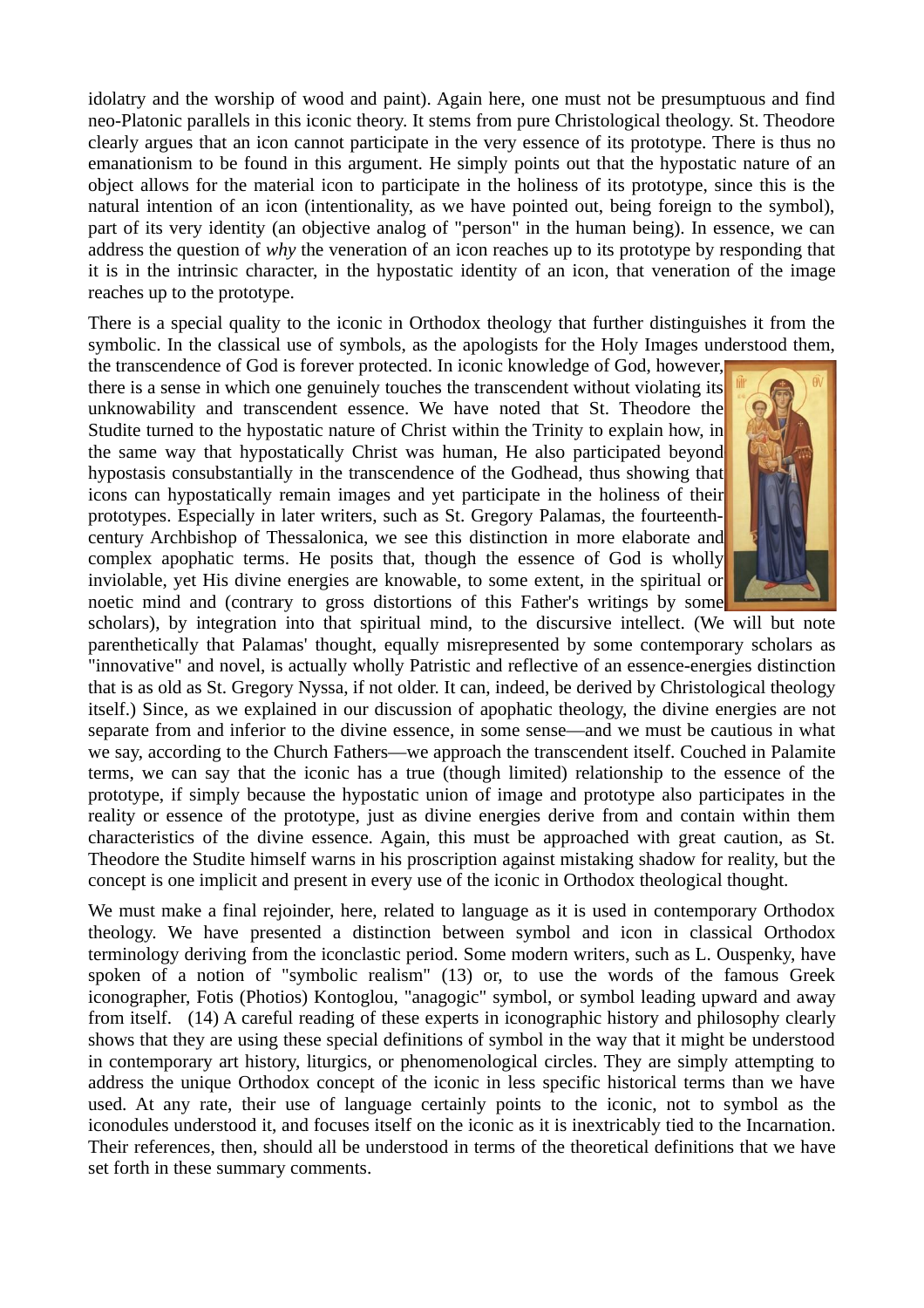idolatry and the worship of wood and paint). Again here, one must not be presumptuous and find neo-Platonic parallels in this iconic theory. It stems from pure Christological theology. St. Theodore clearly argues that an icon cannot participate in the very essence of its prototype. There is thus no emanationism to be found in this argument. He simply points out that the hypostatic nature of an object allows for the material icon to participate in the holiness of its prototype, since this is the natural intention of an icon (intentionality, as we have pointed out, being foreign to the symbol), part of its very identity (an objective analog of "person" in the human being). In essence, we can address the question of *why* the veneration of an icon reaches up to its prototype by responding that it is in the intrinsic character, in the hypostatic identity of an icon, that veneration of the image reaches up to the prototype.

There is a special quality to the iconic in Orthodox theology that further distinguishes it from the symbolic. In the classical use of symbols, as the apologists for the Holy Images understood them, the transcendence of God is forever protected. In iconic knowledge of God, however, there is a sense in which one genuinely touches the transcendent without violating its unknowability and transcendent essence. We have noted that St. Theodore the Studite turned to the hypostatic nature of Christ within the Trinity to explain how, in the same way that hypostatically Christ was human, He also participated beyond hypostasis consubstantially in the transcendence of the Godhead, thus showing that icons can hypostatically remain images and yet participate in the holiness of their prototypes. Especially in later writers, such as St. Gregory Palamas, the fourteenth-century Archbishop of Thessalonica, we see this distinction in more elaborate and complex apophatic terms. He posits that, though the essence of God is wholly inviolable, yet His divine energies are knowable, to some extent, in the spiritual or noetic mind and (contrary to gross distortions of this Father's writings by some scholars), by integration into that spiritual mind, to the discursive intellect. (We will but note parenthetically that Palamas' thought, equally misrepresented by some contemporary scholars as "innovative" and novel, is actually wholly Patristic and reflective of an essence-energies distinction that is as old as St. Gregory Nyssa, if not older. It can, indeed, be derived by Christological theology itself.) Since, as we explained in our discussion of apophatic theology, the divine energies are not separate from and inferior to the divine essence, in some sense—and we must be cautious in what we say, according to the Church Fathers—we approach the transcendent itself. Couched in Palamite terms, we can say that the iconic has a true (though limited) relationship to the essence of the prototype, if simply because the hypostatic union of image and prototype also participates in the reality or essence of the prototype, just as divine energies derive from and contain within them characteristics of the divine essence. Again, this must be approached with great caution, as St. Theodore the Studite himself warns in his proscription against mistaking shadow for reality, but the concept is one implicit and present in every use of the iconic in Orthodox theological thought.

We must make a final rejoinder, here, related to language as it is used in contemporary Orthodox theology. We have presented a distinction between symbol and icon in classical Orthodox terminology deriving from the iconclastic period. Some modern writers, such as L. Ouspenky, have spoken of a notion of "symbolic realism" (13) or, to use the words of the famous Greek iconographer, Fotis (Photios) Kontoglou, "anagogic" symbol, or symbol leading upward and away from itself. (14) A careful reading of these experts in iconographic history and philosophy clearly shows that they are using these special definitions of symbol in the way that it might be understood in contemporary art history, liturgics, or phenomenological circles. They are simply attempting to address the unique Orthodox concept of the iconic in less specific historical terms than we have used. At any rate, their use of language certainly points to the iconic, not to symbol as the iconodules understood it, and focuses itself on the iconic as it is inextricably tied to the Incarnation. Their references, then, should all be understood in terms of the theoretical definitions that we have set forth in these summary comments.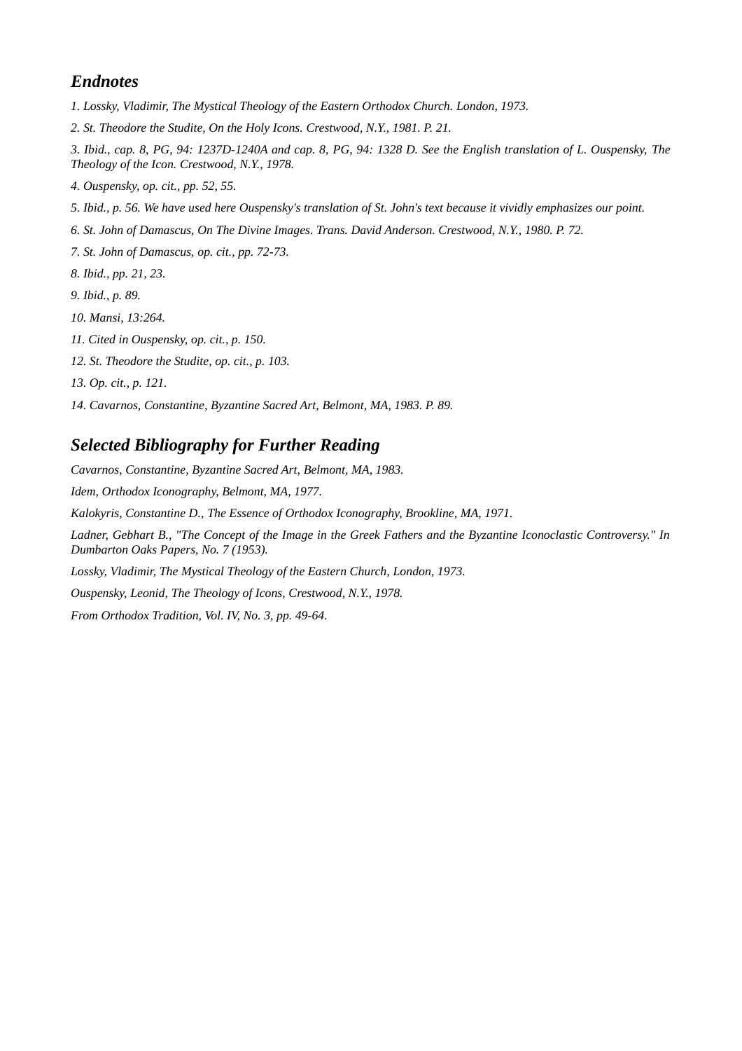## *Endnotes*

*1. Lossky, Vladimir, The Mystical Theology of the Eastern Orthodox Church. London, 1973.*

*2. St. Theodore the Studite, On the Holy Icons. Crestwood, N.Y., 1981. P. 21.*

*3. Ibid., cap. 8, PG, 94: 1237D-1240A and cap. 8, PG, 94: 1328 D. See the English translation of L. Ouspensky, The Theology of the Icon. Crestwood, N.Y., 1978.*

*4. Ouspensky, op. cit., pp. 52, 55.*

*5. Ibid., p. 56. We have used here Ouspensky's translation of St. John's text because it vividly emphasizes our point.*

*6. St. John of Damascus, On The Divine Images. Trans. David Anderson. Crestwood, N.Y., 1980. P. 72.*

*7. St. John of Damascus, op. cit., pp. 72-73.*

*8. Ibid., pp. 21, 23.*

*9. Ibid., p. 89.*

*10. Mansi, 13:264.*

*11. Cited in Ouspensky, op. cit., p. 150.*

*12. St. Theodore the Studite, op. cit., p. 103.*

*13. Op. cit., p. 121.*

*14. Cavarnos, Constantine, Byzantine Sacred Art, Belmont, MA, 1983. P. 89.*

## *Selected Bibliography for Further Reading*

*Cavarnos, Constantine, Byzantine Sacred Art, Belmont, MA, 1983.*

*Idem, Orthodox Iconography, Belmont, MA, 1977.*

*Kalokyris, Constantine D., The Essence of Orthodox Iconography, Brookline, MA, 1971.*

*Ladner, Gebhart B., "The Concept of the Image in the Greek Fathers and the Byzantine Iconoclastic Controversy." In Dumbarton Oaks Papers, No. 7 (1953).*

*Lossky, Vladimir, The Mystical Theology of the Eastern Church, London, 1973.*

*Ouspensky, Leonid, The Theology of Icons, Crestwood, N.Y., 1978.*

*From Orthodox Tradition, Vol. IV, No. 3, pp. 49-64.*